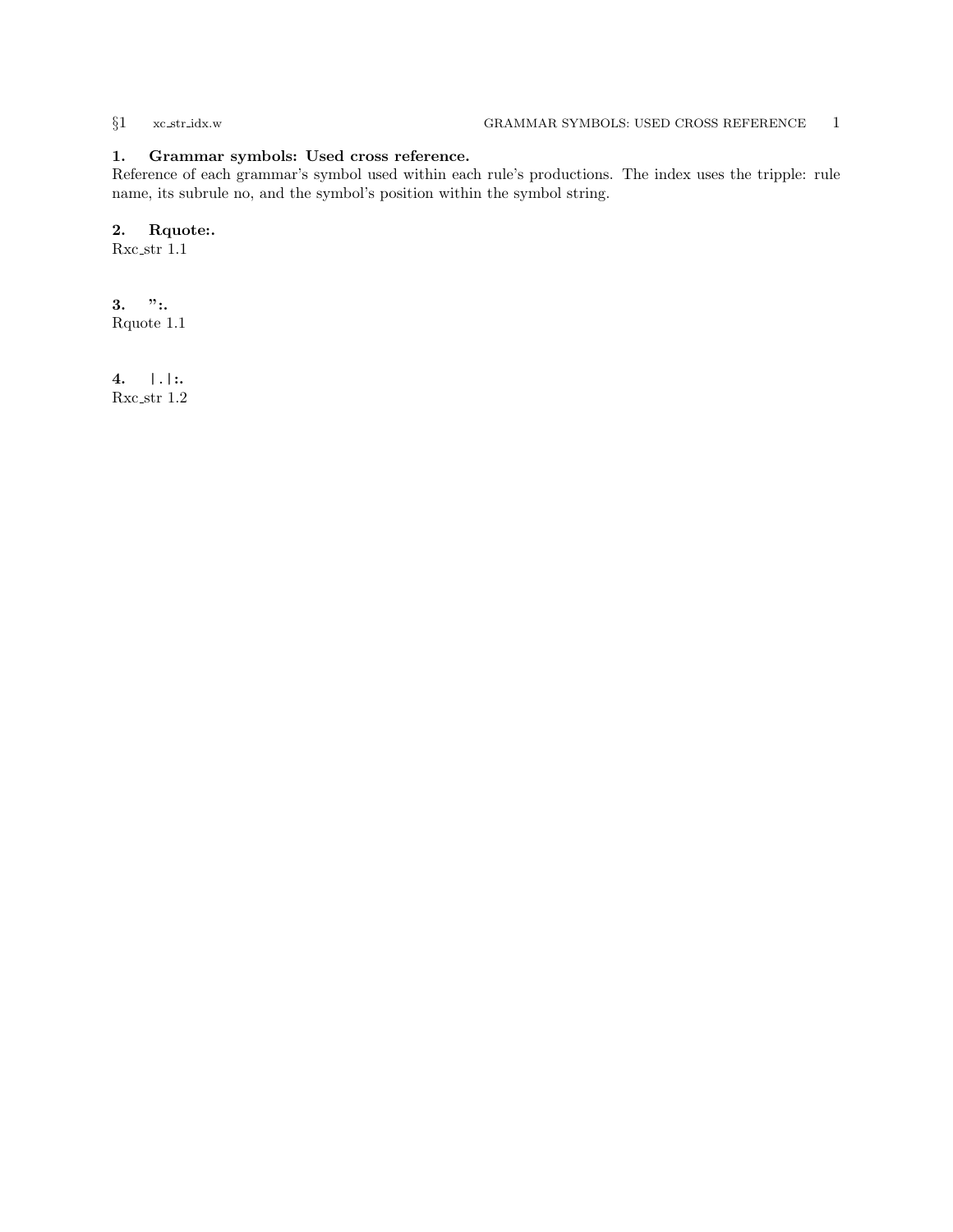## 1. Grammar symbols: Used cross reference.

Reference of each grammar's symbol used within each rule's productions. The index uses the tripple: rule name, its subrule no, and the symbol's position within the symbol string.

## 2. Rquote:.

Rxc_str 1.1

## 3. ":.

Rquote 1.1

## 4. |.|:.

Rxc_str 1.2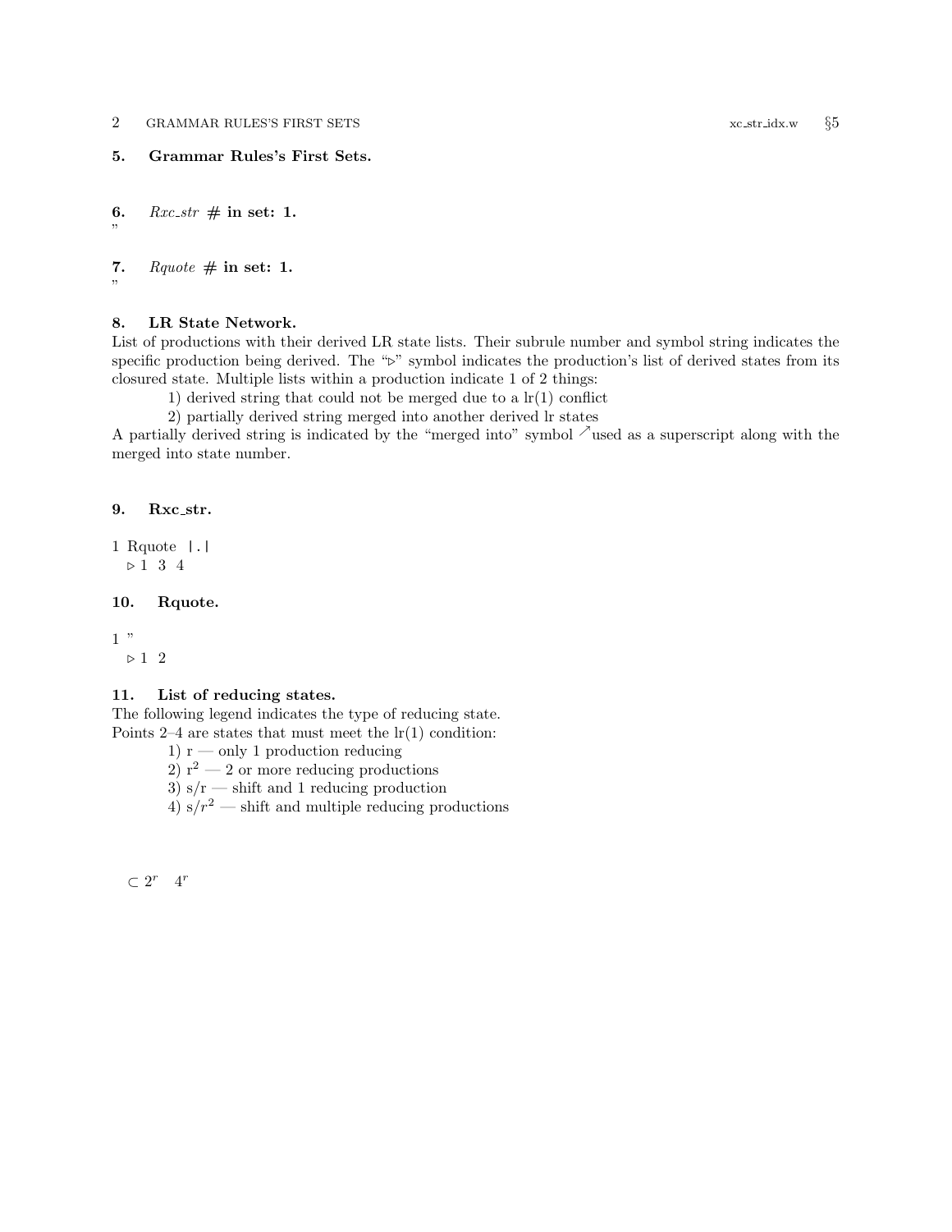## 5. Grammar Rules's First Sets.

**6.** *Rxc_str* **# in set: 1.**

"

**7.** *Rquote* **# in set: 1.**

"

## 8. LR State Network.

List of productions with their derived LR state lists. Their subrule number and symbol string indicates the specific production being derived. The "▷" symbol indicates the production's list of derived states from its closured state. Multiple lists within a production indicate 1 of 2 things:

1) derived string that could not be merged due to a lr(1) conflict
2) partially derived string merged into another derived lr states

A partially derived string is indicated by the "merged into" symbol ↗used as a superscript along with the merged into state number.

## 9. Rxc_str.

1 Rquote |.|
▷ 1 3 4

## 10. Rquote.

1 "
▷ 1 2

## 11. List of reducing states.

The following legend indicates the type of reducing state.
Points 2–4 are states that must meet the lr(1) condition:

1) r — only 1 production reducing
2) $r^2$ — 2 or more reducing productions
3) s/r — shift and 1 reducing production
4) s/$r^2$ — shift and multiple reducing productions

$\subset 2^r \quad 4^r$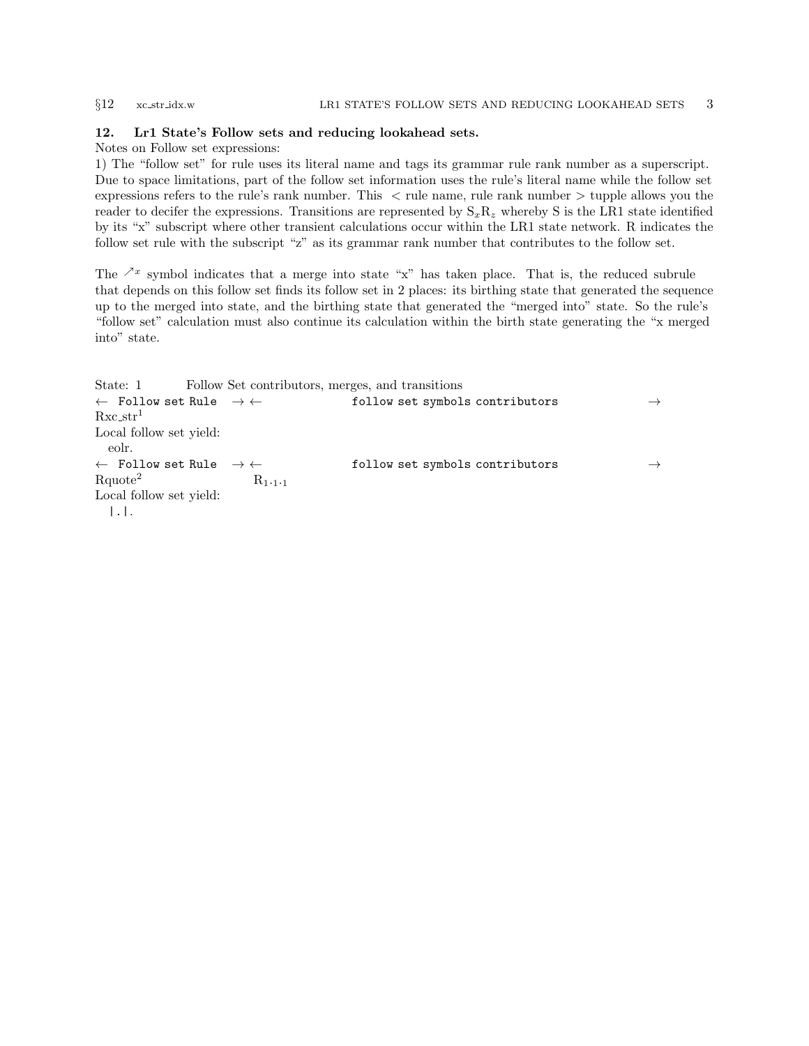## 12. Lr1 State's Follow sets and reducing lookahead sets.

Notes on Follow set expressions:

1) The "follow set" for rule uses its literal name and tags its grammar rule rank number as a superscript. Due to space limitations, part of the follow set information uses the rule's literal name while the follow set expressions refers to the rule's rank number. This < rule name, rule rank number > tupple allows you the reader to decifer the expressions. Transitions are represented by $S_x R_z$ whereby S is the LR1 state identified by its "x" subscript where other transient calculations occur within the LR1 state network. R indicates the follow set rule with the subscript "z" as its grammar rank number that contributes to the follow set.

The $\nearrow^x$ symbol indicates that a merge into state "x" has taken place. That is, the reduced subrule that depends on this follow set finds its follow set in 2 places: its birthing state that generated the sequence up to the merged into state, and the birthing state that generated the "merged into" state. So the rule's "follow set" calculation must also continue its calculation within the birth state generating the "x merged into" state.

State: 1 Follow Set contributors, merges, and transitions

$\leftarrow$ `Follow set Rule` $\rightarrow \leftarrow$ `follow set symbols contributors` $\rightarrow$

$Rxc\_str^1$

Local follow set yield:

eolr.

$\leftarrow$ `Follow set Rule` $\rightarrow \leftarrow$ `follow set symbols contributors` $\rightarrow$

$Rquote^2$ $R_{1\cdot 1\cdot 1}$

Local follow set yield:

|.|.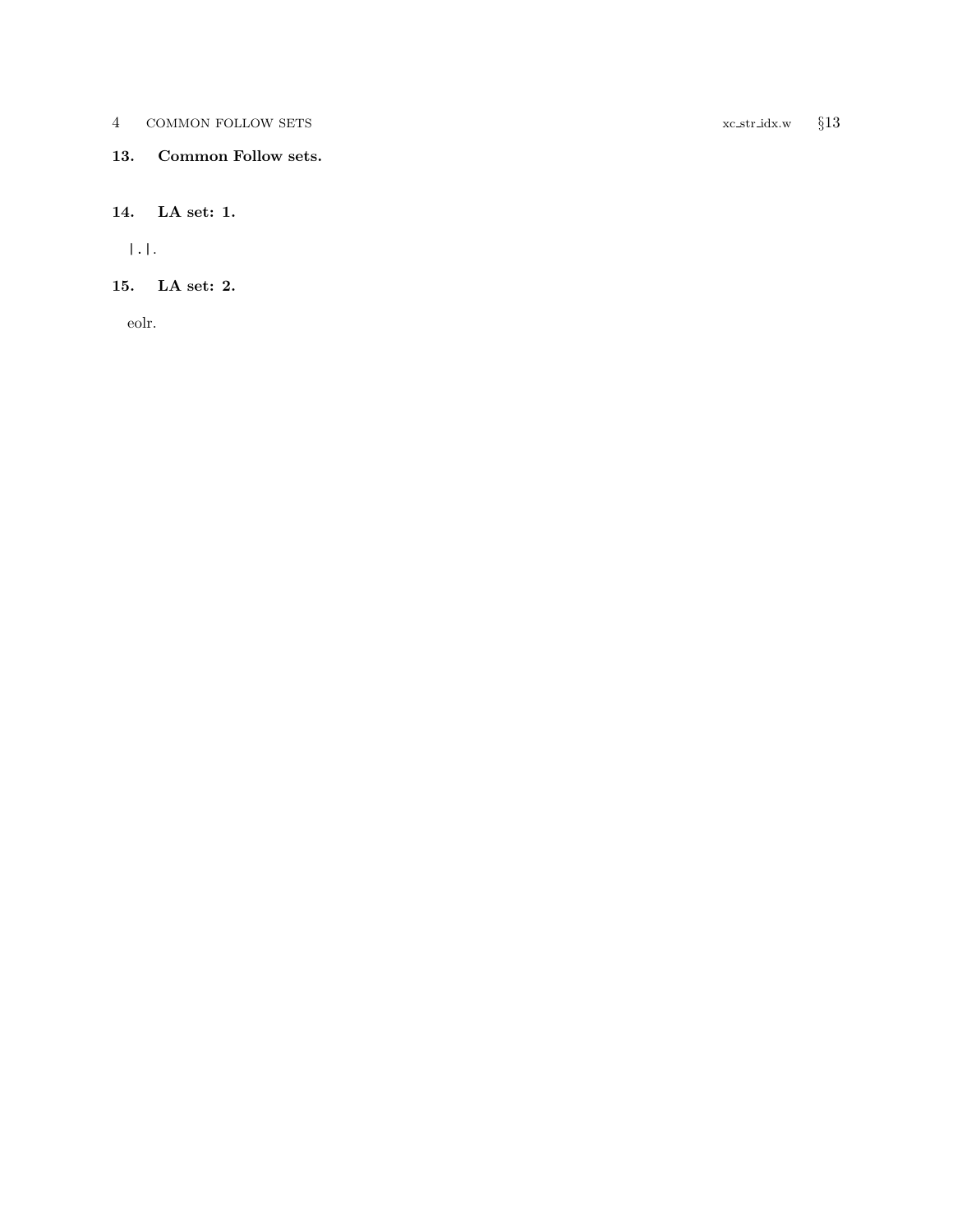**13. Common Follow sets.**

**14. LA set: 1.**

|.|.

**15. LA set: 2.**

eolr.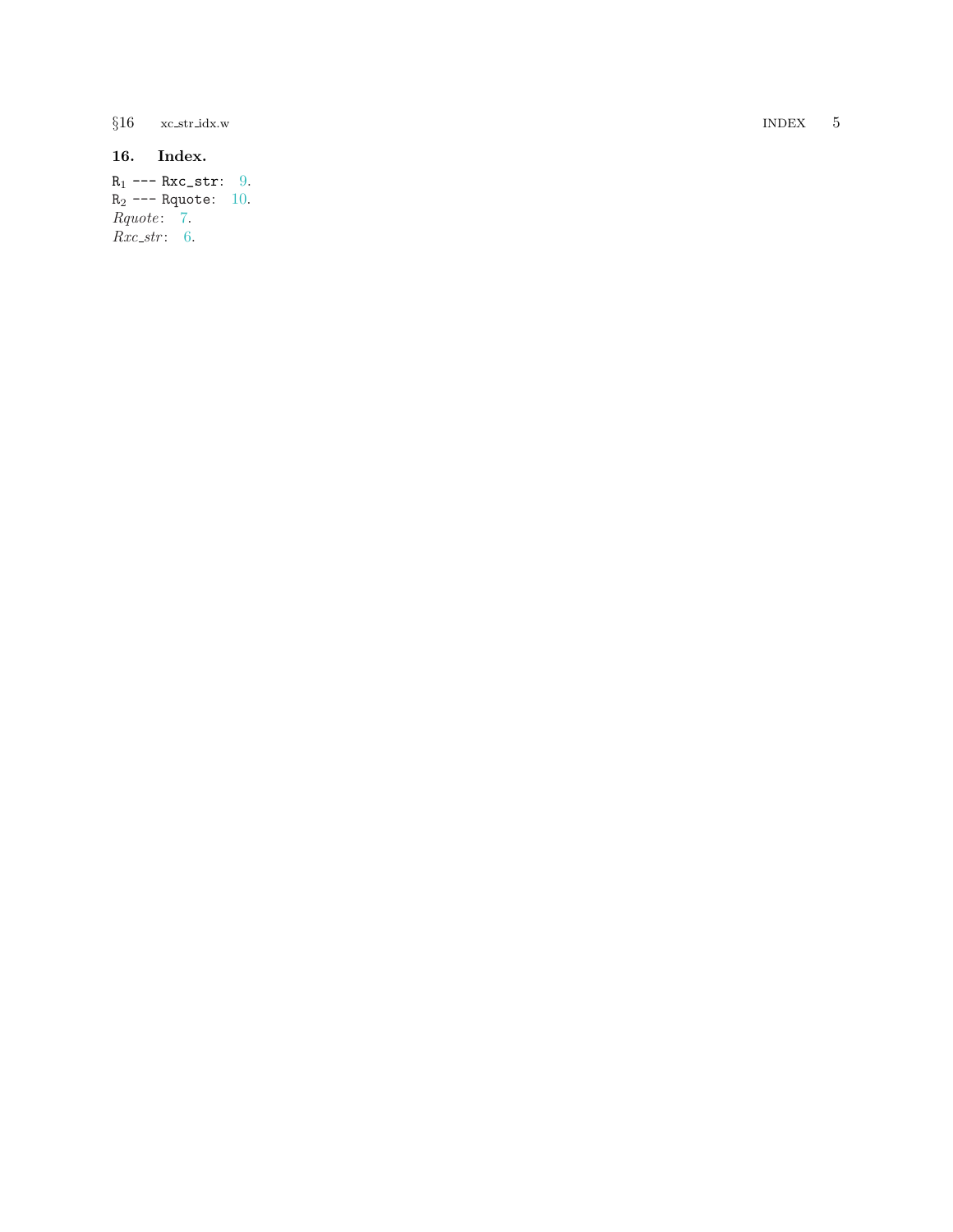## 16. Index.

$R_1$ --- `Rxc_str`: 9.  
$R_2$ --- `Rquote`: 10.  
*Rquote*: 7.  
*Rxc_str*: 6.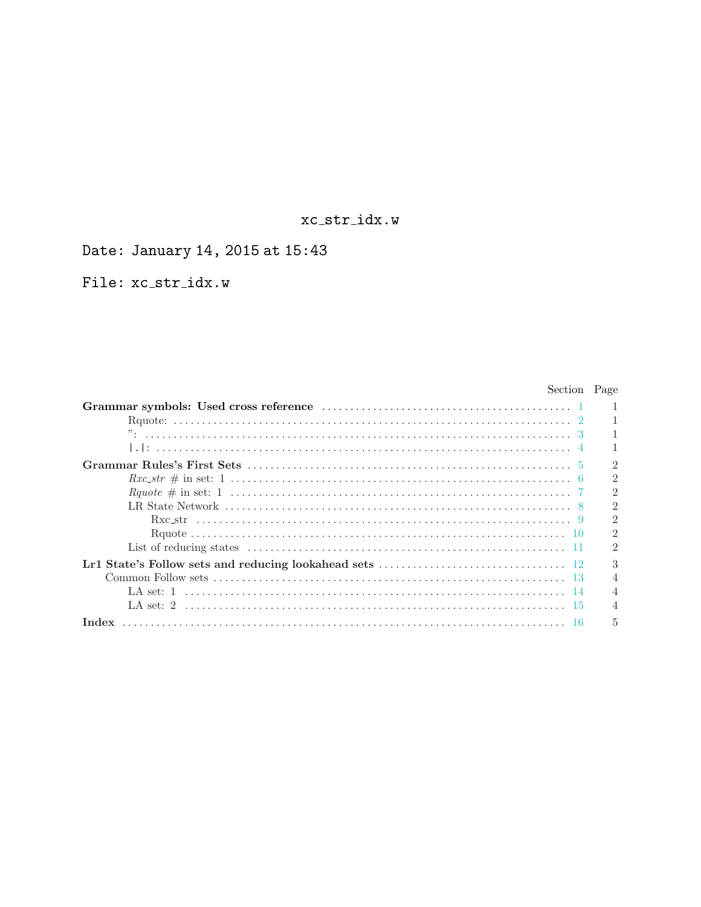xc_str_idx.w

Date: January 14, 2015 at 15:43

File: xc_str_idx.w

| | Section | Page |
|---|---|---|
| **Grammar symbols: Used cross reference** | 1 | 1 |
|   Rquote: | 2 | 1 |
|   ": | 3 | 1 |
|   \|.\|: | 4 | 1 |
| **Grammar Rules's First Sets** | 5 | 2 |
|   *Rxc_str* # in set: 1 | 6 | 2 |
|   *Rquote* # in set: 1 | 7 | 2 |
|   LR State Network | 8 | 2 |
|     Rxc_str | 9 | 2 |
|     Rquote | 10 | 2 |
|   List of reducing states | 11 | 2 |
| **Lr1 State's Follow sets and reducing lookahead sets** | 12 | 3 |
|   Common Follow sets | 13 | 4 |
|     LA set: 1 | 14 | 4 |
|     LA set: 2 | 15 | 4 |
| **Index** | 16 | 5 |